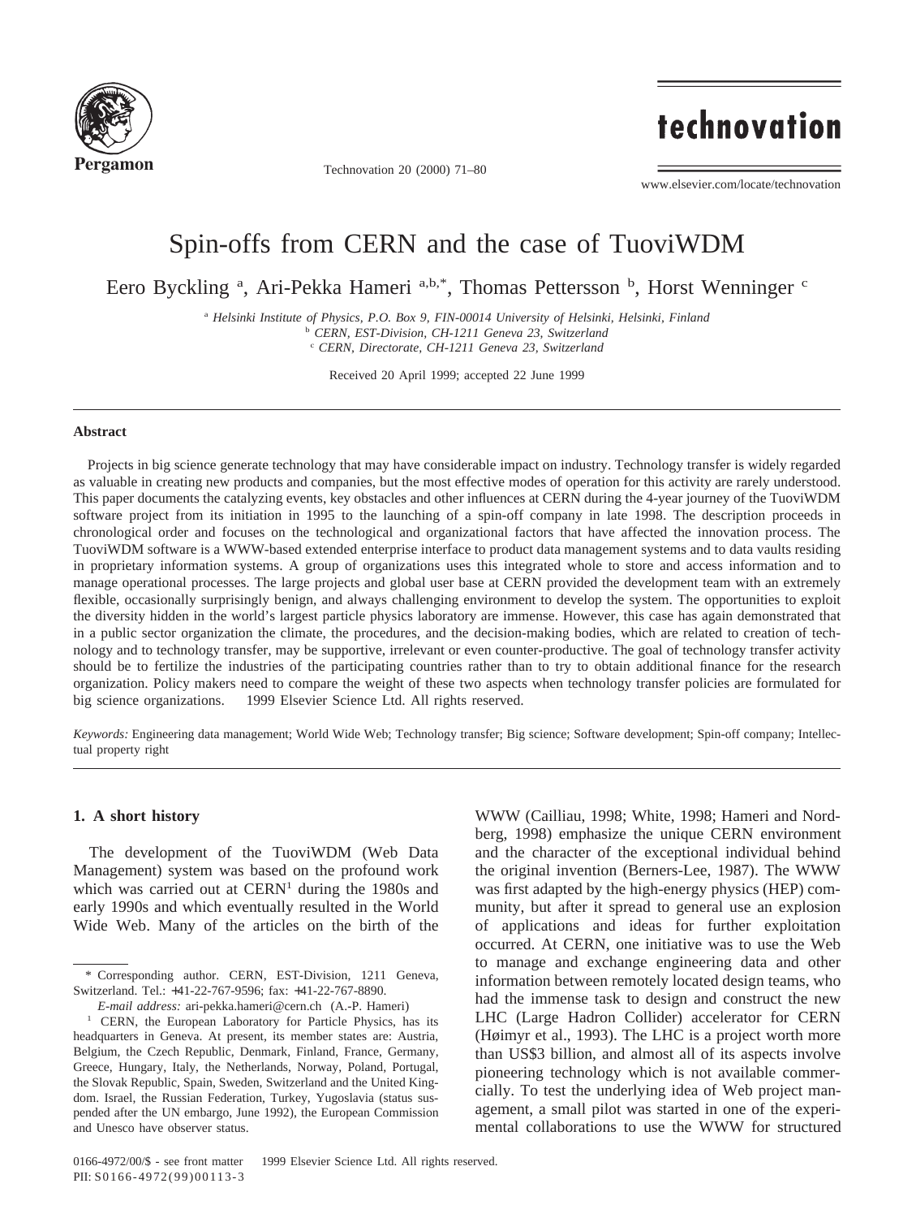# Spin-offs from CERN and the case of TuoviWDM

Eero Byckling [a], Ari-Pekka Hameri [a,b,*], Thomas Pettersson [b], Horst Wenninger [c]

[a] *Helsinki Institute of Physics, P.O. Box 9, FIN-00014 University of Helsinki, Helsinki, Finland*
[b] *CERN, EST-Division, CH-1211 Geneva 23, Switzerland*
[c] *CERN, Directorate, CH-1211 Geneva 23, Switzerland*

Received 20 April 1999; accepted 22 June 1999

## Abstract

Projects in big science generate technology that may have considerable impact on industry. Technology transfer is widely regarded as valuable in creating new products and companies, but the most effective modes of operation for this activity are rarely understood. This paper documents the catalyzing events, key obstacles and other influences at CERN during the 4-year journey of the TuoviWDM software project from its initiation in 1995 to the launching of a spin-off company in late 1998. The description proceeds in chronological order and focuses on the technological and organizational factors that have affected the innovation process. The TuoviWDM software is a WWW-based extended enterprise interface to product data management systems and to data vaults residing in proprietary information systems. A group of organizations uses this integrated whole to store and access information and to manage operational processes. The large projects and global user base at CERN provided the development team with an extremely flexible, occasionally surprisingly benign, and always challenging environment to develop the system. The opportunities to exploit the diversity hidden in the world's largest particle physics laboratory are immense. However, this case has again demonstrated that in a public sector organization the climate, the procedures, and the decision-making bodies, which are related to creation of technology and to technology transfer, may be supportive, irrelevant or even counter-productive. The goal of technology transfer activity should be to fertilize the industries of the participating countries rather than to try to obtain additional finance for the research organization. Policy makers need to compare the weight of these two aspects when technology transfer policies are formulated for big science organizations. © 1999 Elsevier Science Ltd. All rights reserved.

*Keywords:* Engineering data management; World Wide Web; Technology transfer; Big science; Software development; Spin-off company; Intellectual property right

## 1. A short history

The development of the TuoviWDM (Web Data Management) system was based on the profound work which was carried out at CERN[1] during the 1980s and early 1990s and which eventually resulted in the World Wide Web. Many of the articles on the birth of the WWW (Cailliau, 1998; White, 1998; Hameri and Nordberg, 1998) emphasize the unique CERN environment and the character of the exceptional individual behind the original invention (Berners-Lee, 1987). The WWW was first adapted by the high-energy physics (HEP) community, but after it spread to general use an explosion of applications and ideas for further exploitation occurred. At CERN, one initiative was to use the Web to manage and exchange engineering data and other information between remotely located design teams, who had the immense task to design and construct the new LHC (Large Hadron Collider) accelerator for CERN (Høimyr et al., 1993). The LHC is a project worth more than US$3 billion, and almost all of its aspects involve pioneering technology which is not available commercially. To test the underlying idea of Web project management, a small pilot was started in one of the experimental collaborations to use the WWW for structured

* Corresponding author. CERN, EST-Division, 1211 Geneva, Switzerland. Tel.: +41-22-767-9596; fax: +41-22-767-8890.

*E-mail address:* ari-pekka.hameri@cern.ch (A.-P. Hameri)

[1] CERN, the European Laboratory for Particle Physics, has its headquarters in Geneva. At present, its member states are: Austria, Belgium, the Czech Republic, Denmark, Finland, France, Germany, Greece, Hungary, Italy, the Netherlands, Norway, Poland, Portugal, the Slovak Republic, Spain, Sweden, Switzerland and the United Kingdom. Israel, the Russian Federation, Turkey, Yugoslavia (status suspended after the UN embargo, June 1992), the European Commission and Unesco have observer status.

0166-4972/00/$ - see front matter © 1999 Elsevier Science Ltd. All rights reserved.
PII: S0166-4972(99)00113-3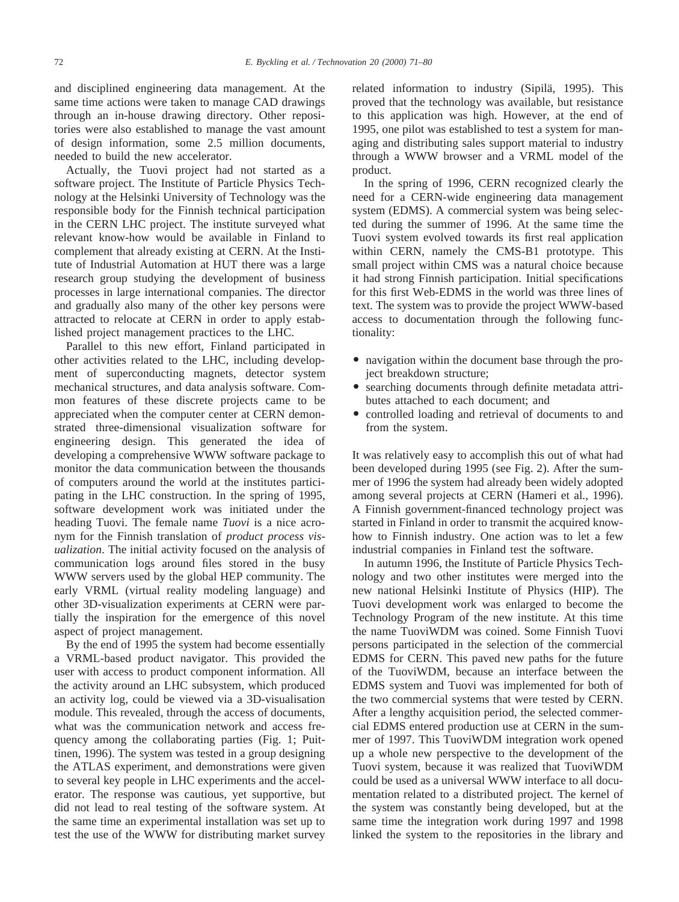and disciplined engineering data management. At the same time actions were taken to manage CAD drawings through an in-house drawing directory. Other repositories were also established to manage the vast amount of design information, some 2.5 million documents, needed to build the new accelerator.

Actually, the Tuovi project had not started as a software project. The Institute of Particle Physics Technology at the Helsinki University of Technology was the responsible body for the Finnish technical participation in the CERN LHC project. The institute surveyed what relevant know-how would be available in Finland to complement that already existing at CERN. At the Institute of Industrial Automation at HUT there was a large research group studying the development of business processes in large international companies. The director and gradually also many of the other key persons were attracted to relocate at CERN in order to apply established project management practices to the LHC.

Parallel to this new effort, Finland participated in other activities related to the LHC, including development of superconducting magnets, detector system mechanical structures, and data analysis software. Common features of these discrete projects came to be appreciated when the computer center at CERN demonstrated three-dimensional visualization software for engineering design. This generated the idea of developing a comprehensive WWW software package to monitor the data communication between the thousands of computers around the world at the institutes participating in the LHC construction. In the spring of 1995, software development work was initiated under the heading Tuovi. The female name *Tuovi* is a nice acronym for the Finnish translation of *product process visualization*. The initial activity focused on the analysis of communication logs around files stored in the busy WWW servers used by the global HEP community. The early VRML (virtual reality modeling language) and other 3D-visualization experiments at CERN were partially the inspiration for the emergence of this novel aspect of project management.

By the end of 1995 the system had become essentially a VRML-based product navigator. This provided the user with access to product component information. All the activity around an LHC subsystem, which produced an activity log, could be viewed via a 3D-visualisation module. This revealed, through the access of documents, what was the communication network and access frequency among the collaborating parties (Fig. 1; Puittinen, 1996). The system was tested in a group designing the ATLAS experiment, and demonstrations were given to several key people in LHC experiments and the accelerator. The response was cautious, yet supportive, but did not lead to real testing of the software system. At the same time an experimental installation was set up to test the use of the WWW for distributing market survey related information to industry (Sipilä, 1995). This proved that the technology was available, but resistance to this application was high. However, at the end of 1995, one pilot was established to test a system for managing and distributing sales support material to industry through a WWW browser and a VRML model of the product.

In the spring of 1996, CERN recognized clearly the need for a CERN-wide engineering data management system (EDMS). A commercial system was being selected during the summer of 1996. At the same time the Tuovi system evolved towards its first real application within CERN, namely the CMS-B1 prototype. This small project within CMS was a natural choice because it had strong Finnish participation. Initial specifications for this first Web-EDMS in the world was three lines of text. The system was to provide the project WWW-based access to documentation through the following functionality:

- navigation within the document base through the project breakdown structure;
- searching documents through definite metadata attributes attached to each document; and
- controlled loading and retrieval of documents to and from the system.

It was relatively easy to accomplish this out of what had been developed during 1995 (see Fig. 2). After the summer of 1996 the system had already been widely adopted among several projects at CERN (Hameri et al., 1996). A Finnish government-financed technology project was started in Finland in order to transmit the acquired know-how to Finnish industry. One action was to let a few industrial companies in Finland test the software.

In autumn 1996, the Institute of Particle Physics Technology and two other institutes were merged into the new national Helsinki Institute of Physics (HIP). The Tuovi development work was enlarged to become the Technology Program of the new institute. At this time the name TuoviWDM was coined. Some Finnish Tuovi persons participated in the selection of the commercial EDMS for CERN. This paved new paths for the future of the TuoviWDM, because an interface between the EDMS system and Tuovi was implemented for both of the two commercial systems that were tested by CERN. After a lengthy acquisition period, the selected commercial EDMS entered production use at CERN in the summer of 1997. This TuoviWDM integration work opened up a whole new perspective to the development of the Tuovi system, because it was realized that TuoviWDM could be used as a universal WWW interface to all documentation related to a distributed project. The kernel of the system was constantly being developed, but at the same time the integration work during 1997 and 1998 linked the system to the repositories in the library and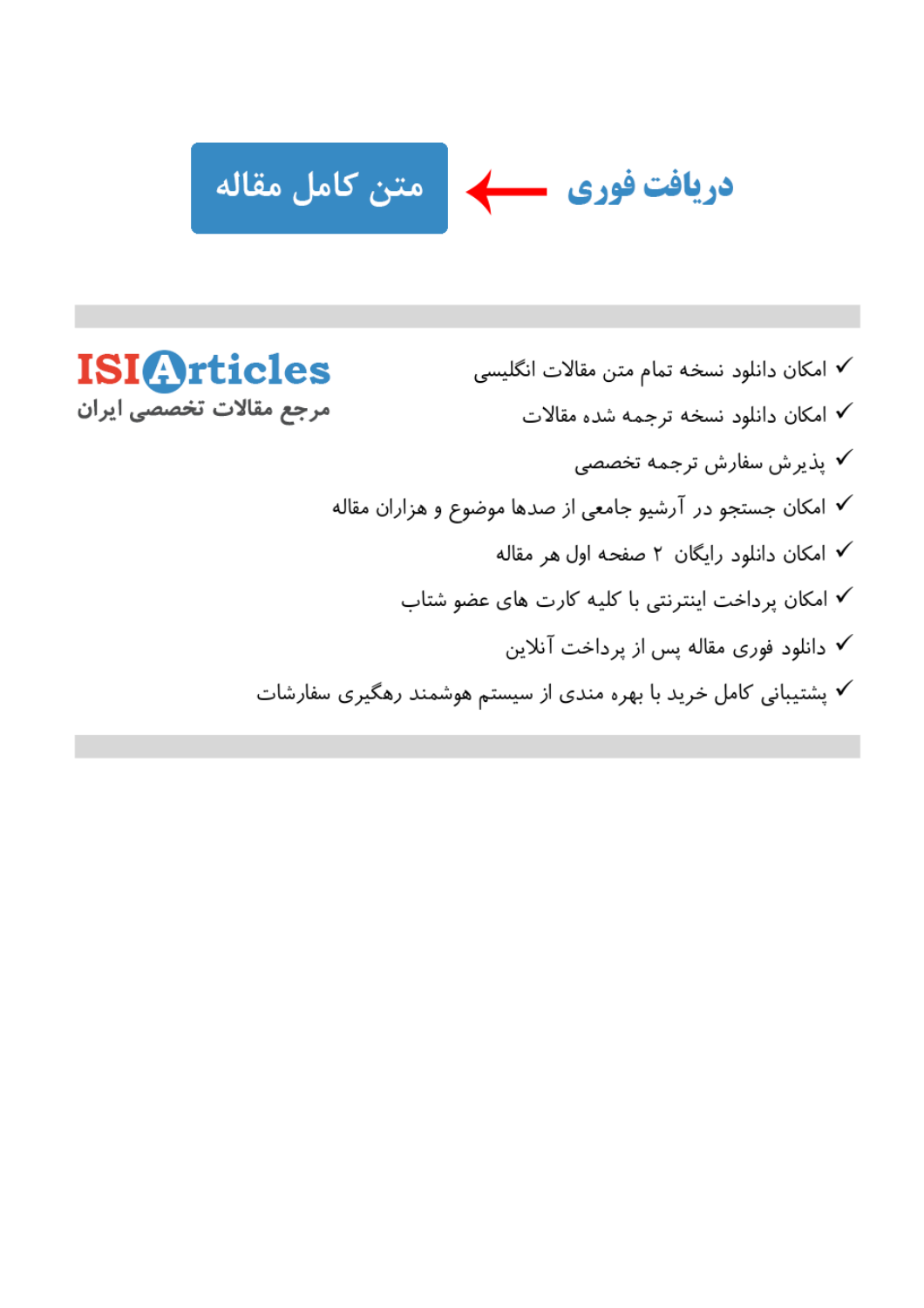دریافت فوری ← **متن کامل مقاله**

**ISIArticles**

مرجع مقالات تخصصی ایران

- ✓ امکان دانلود نسخه تمام متن مقالات انگلیسی
- ✓ امکان دانلود نسخه ترجمه شده مقالات
- ✓ پذیرش سفارش ترجمه تخصصی
- ✓ امکان جستجو در آرشیو جامعی از صدها موضوع و هزاران مقاله
- ✓ امکان دانلود رایگان ۲ صفحه اول هر مقاله
- ✓ امکان پرداخت اینترنتی با کلیه کارت های عضو شتاب
- ✓ دانلود فوری مقاله پس از پرداخت آنلاین
- ✓ پشتیبانی کامل خرید با بهره مندی از سیستم هوشمند رهگیری سفارشات